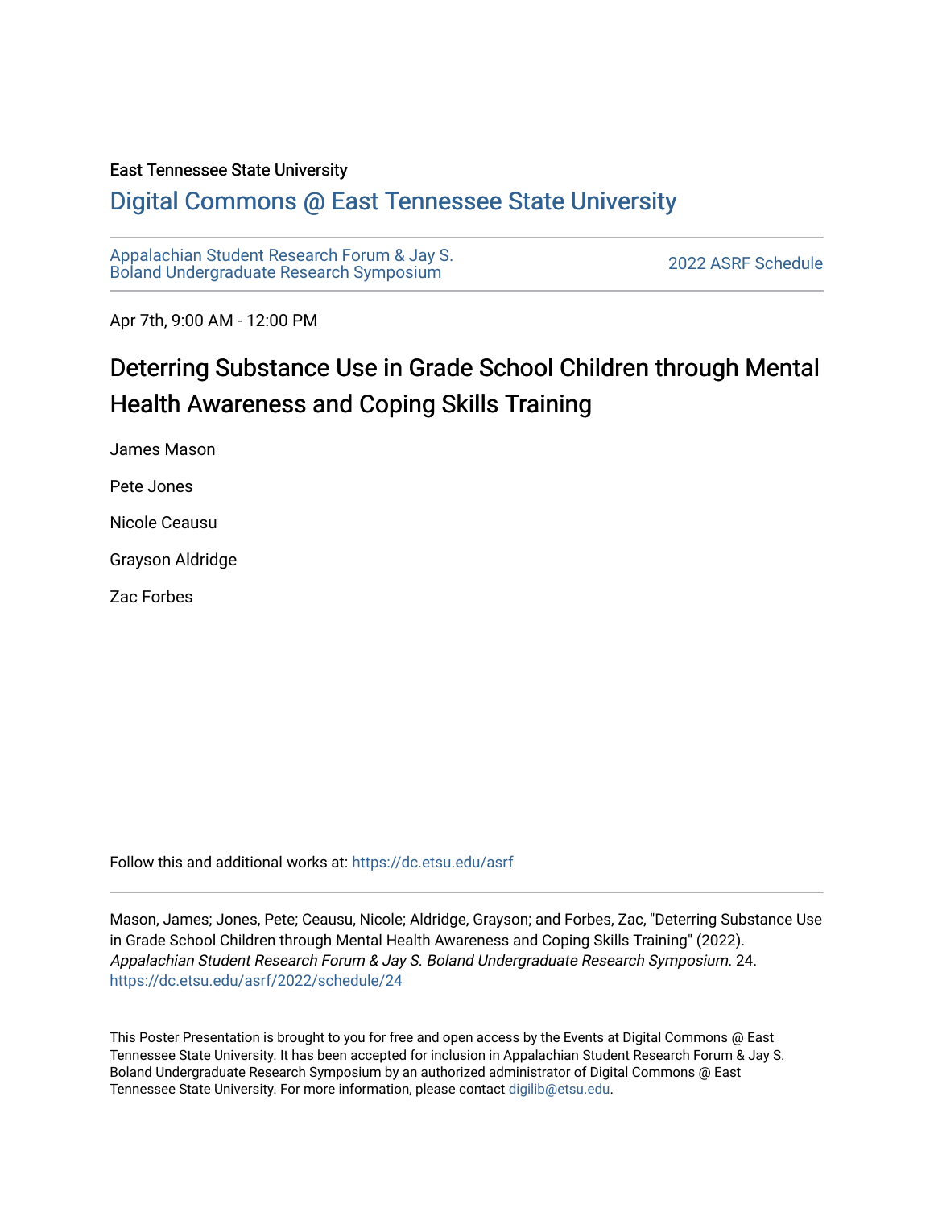East Tennessee State University

# Digital Commons @ East Tennessee State University

Appalachian Student Research Forum & Jay S. Boland Undergraduate Research Symposium

2022 ASRF Schedule

Apr 7th, 9:00 AM - 12:00 PM

## Deterring Substance Use in Grade School Children through Mental Health Awareness and Coping Skills Training

James Mason

Pete Jones

Nicole Ceausu

Grayson Aldridge

Zac Forbes

Follow this and additional works at: https://dc.etsu.edu/asrf

Mason, James; Jones, Pete; Ceausu, Nicole; Aldridge, Grayson; and Forbes, Zac, "Deterring Substance Use in Grade School Children through Mental Health Awareness and Coping Skills Training" (2022). *Appalachian Student Research Forum & Jay S. Boland Undergraduate Research Symposium*. 24. https://dc.etsu.edu/asrf/2022/schedule/24

This Poster Presentation is brought to you for free and open access by the Events at Digital Commons @ East Tennessee State University. It has been accepted for inclusion in Appalachian Student Research Forum & Jay S. Boland Undergraduate Research Symposium by an authorized administrator of Digital Commons @ East Tennessee State University. For more information, please contact digilib@etsu.edu.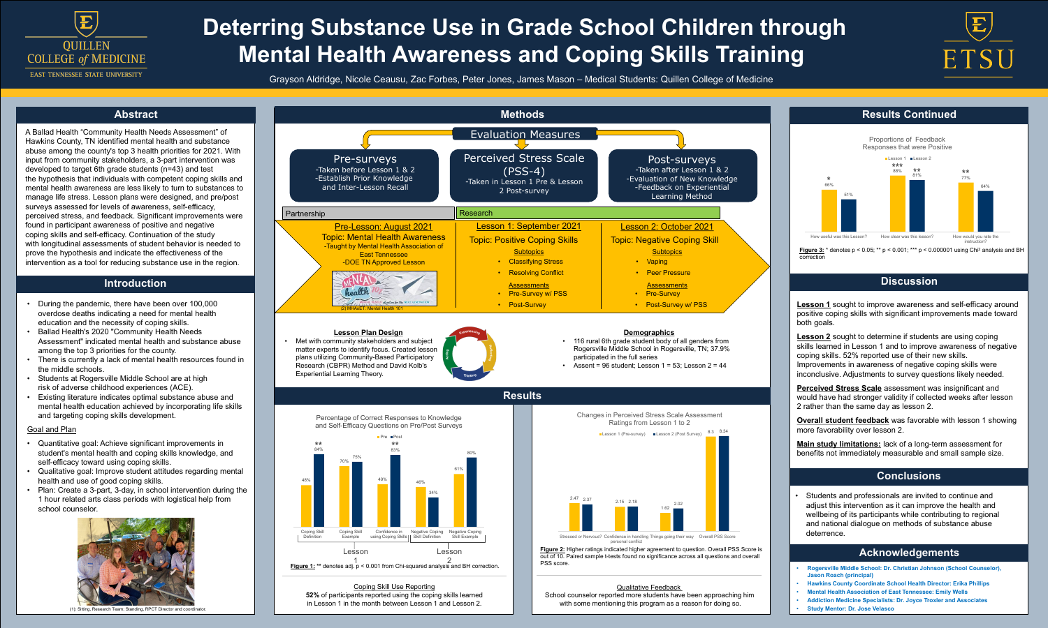# Deterring Substance Use in Grade School Children through Mental Health Awareness and Coping Skills Training

QUILLEN COLLEGE of MEDICINE
EAST TENNESSEE STATE UNIVERSITY

ETSU

Grayson Aldridge, Nicole Ceausu, Zac Forbes, Peter Jones, James Mason – Medical Students: Quillen College of Medicine

## Abstract

A Ballad Health "Community Health Needs Assessment" of Hawkins County, TN identified mental health and substance abuse among the county's top 3 health priorities for 2021. With input from community stakeholders, a 3-part intervention was developed to target 6th grade students (n=43) and test the hypothesis that individuals with competent coping skills and mental health awareness are less likely to turn to substances to manage life stress. Lesson plans were designed, and pre/post surveys assessed for levels of awareness, self-efficacy, perceived stress, and feedback. Significant improvements were found in participant awareness of positive and negative coping skills and self-efficacy. Continuation of the study with longitudinal assessments of student behavior is needed to prove the hypothesis and indicate the effectiveness of the intervention as a tool for reducing substance use in the region.

## Introduction

- During the pandemic, there have been over 100,000 overdose deaths indicating a need for mental health education and the necessity of coping skills.
- Ballad Health's 2020 "Community Health Needs Assessment" indicated mental health and substance abuse among the top 3 priorities for the county.
- There is currently a lack of mental health resources found in the middle schools.
- Students at Rogersville Middle School are at high risk of adverse childhood experiences (ACE).
- Existing literature indicates optimal substance abuse and mental health education achieved by incorporating life skills and targeting coping skills development.

Goal and Plan

- Quantitative goal: Achieve significant improvements in student's mental health and coping skills knowledge, and self-efficacy toward using coping skills.
- Qualitative goal: Improve student attitudes regarding mental health and use of good coping skills.
- Plan: Create a 3-part, 3-day, in school intervention during the 1 hour related arts class periods with logistical help from school counselor.

(1): Sitting, Research Team; Standing, RPCT Director and coordinator.

## Methods

Evaluation Measures

**Pre-surveys**
- Taken before Lesson 1 & 2
- Establish Prior Knowledge and Inter-Lesson Recall

**Perceived Stress Scale (PSS-4)**
- Taken in Lesson 1 Pre & Lesson 2 Post-survey

**Post-surveys**
- Taken after Lesson 1 & 2
- Evaluation of New Knowledge
- Feedback on Experiential Learning Method

Partnership | Research

**Pre-Lesson: August 2021**
Topic: Mental Health Awareness
- Taught by Mental Health Association of East Tennessee
- DOE TN Approved Lesson

(2) MHAoET: Mental Health 101

**Lesson 1: September 2021**
Topic: Positive Coping Skills

Subtopics
- Classifying Stress
- Resolving Conflict

Assessments
- Pre-Survey w/ PSS
- Post-Survey

**Lesson 2: October 2021**
Topic: Negative Coping Skill

Subtopics
- Vaping
- Peer Pressure

Assessments
- Pre-Survey
- Post-Survey w/ PSS

**Lesson Plan Design**
- Met with community stakeholders and subject matter experts to identify focus. Created lesson plans utilizing Community-Based Participatory Research (CBPR) Method and David Kolb's Experiential Learning Theory.

**Demographics**
- 116 rural 6th grade student body of all genders from Rogersville Middle School in Rogersville, TN; 37.9% participated in the full series
- Absent = 96 student; Lesson 1 = 53; Lesson 2 = 44

## Results

Percentage of Correct Responses to Knowledge and Self-Efficacy Questions on Pre/Post Surveys

Pre ■Post

48% 84% ** — Coping Skill Definition
70% 75% — Coping Skill Example
49% 83% ** — Confidence in using Coping Skills
46% 34% — Negative Coping Skill Definition
61% 80% — Negative Coping Skill Example

Lesson 1 | Lesson 2

**Figure 1:** ** denotes adj. p < 0.001 from Chi-squared analysis and BH correction.

Coping Skill Use Reporting

**52%** of participants reported using the coping skills learned in Lesson 1 in the month between Lesson 1 and Lesson 2.

Changes in Perceived Stress Scale Assessment Ratings from Lesson 1 to 2

Lesson 1 (Pre-survey) ■Lesson 2 (Post Survey)

2.47 2.37 — Stressed or Nervous?
2.15 2.18 — Confidence in handling personal conflict
1.62 2.02 — Things going their way
8.3 8.34 — Overall PSS Score

**Figure 2:** Higher ratings indicated higher agreement to question. Overall PSS Score is out of 10. Paired sample t-tests found no significance across all questions and overall PSS score.

Qualitative Feedback

School counselor reported more students have been approaching him with some mentioning this program as a reason for doing so.

## Results Continued

Proportions of Feedback Responses that were Positive

Lesson 1 ■Lesson 2

66% * 51% — How useful was this Lesson?
88% *** 81% ** — How clear was this lesson?
77% ** 64% — How would you rate the instruction?

**Figure 3:** * denotes $p < 0.05$; ** $p < 0.001$; *** $p < 0.000001$ using Chi$^2$ analysis and BH correction

## Discussion

**Lesson 1** sought to improve awareness and self-efficacy around positive coping skills with significant improvements made toward both goals.

**Lesson 2** sought to determine if students are using coping skills learned in Lesson 1 and to improve awareness of negative coping skills. 52% reported use of their new skills. Improvements in awareness of negative coping skills were inconclusive. Adjustments to survey questions likely needed.

**Perceived Stress Scale** assessment was insignificant and would have had stronger validity if collected weeks after lesson 2 rather than the same day as lesson 2.

**Overall student feedback** was favorable with lesson 1 showing more favorability over lesson 2.

**Main study limitations:** lack of a long-term assessment for benefits not immediately measurable and small sample size.

## Conclusions

- Students and professionals are invited to continue and adjust this intervention as it can improve the health and wellbeing of its participants while contributing to regional and national dialogue on methods of substance abuse deterrence.

## Acknowledgements

- **Rogersville Middle School: Dr. Christian Johnson (School Counselor), Jason Roach (principal)**
- **Hawkins County Coordinate School Health Director: Erika Phillips**
- **Mental Health Association of East Tennessee: Emily Wells**
- **Addiction Medicine Specialists: Dr. Joyce Troxler and Associates**
- **Study Mentor: Dr. Jose Velasco**